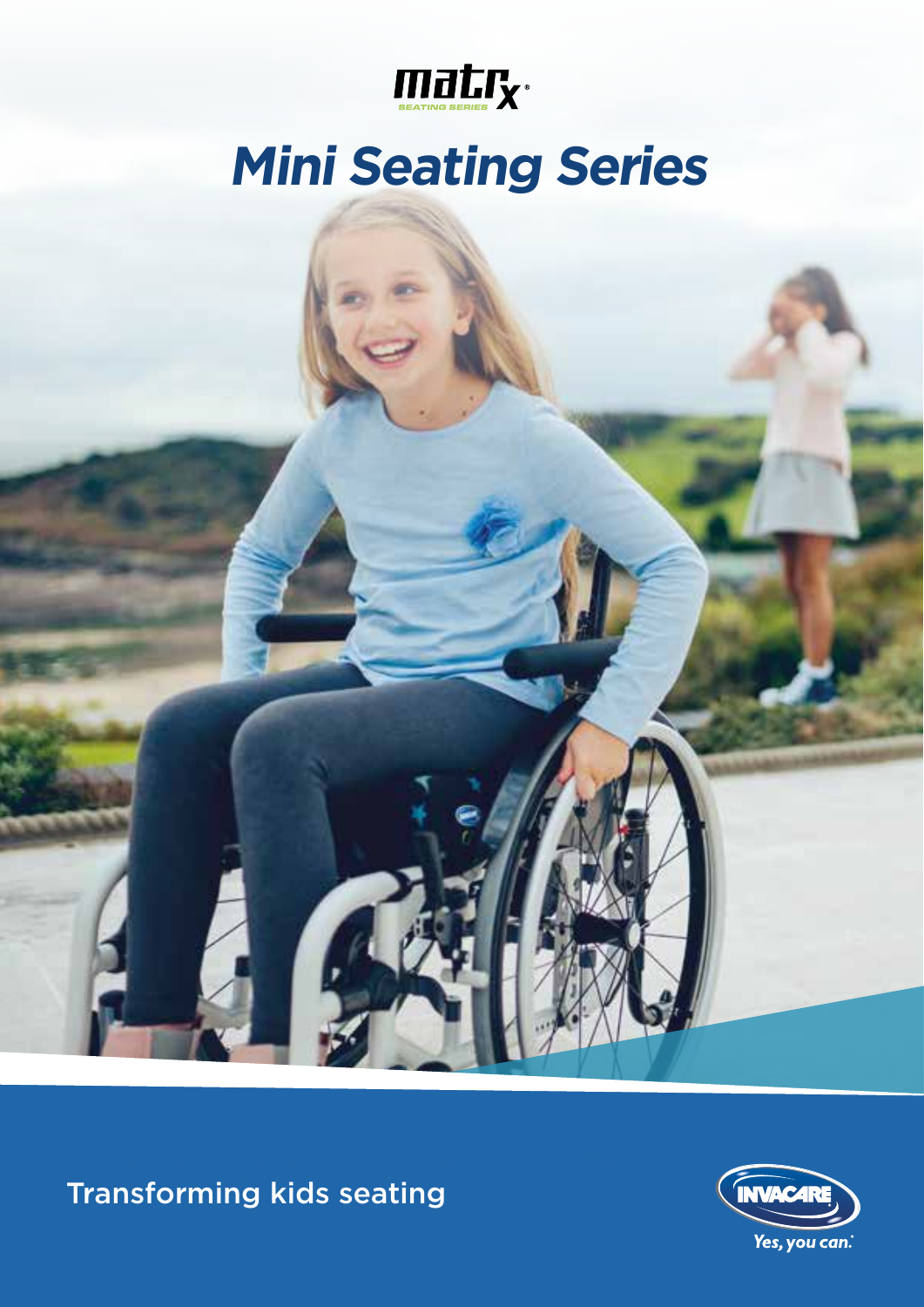matrx SEATING SERIES

# Mini Seating Series

Transforming kids seating

INVACARE

Yes, you can.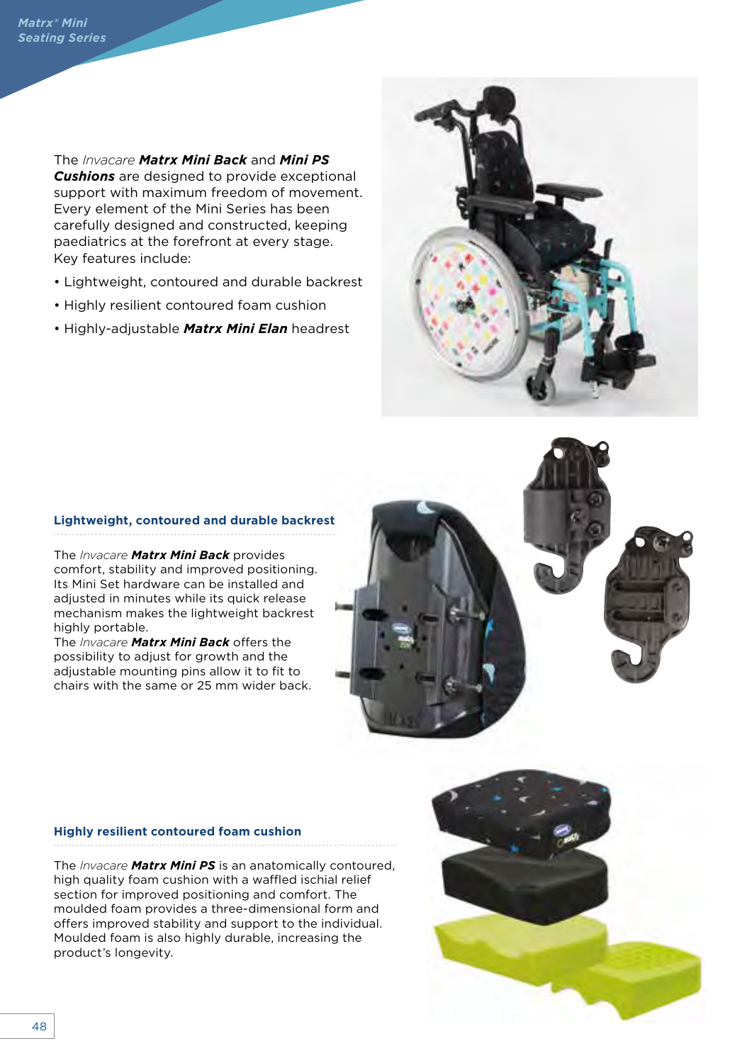The *Invacare* ***Matrx Mini Back*** and ***Mini PS Cushions*** are designed to provide exceptional support with maximum freedom of movement. Every element of the Mini Series has been carefully designed and constructed, keeping paediatrics at the forefront at every stage. Key features include:

- Lightweight, contoured and durable backrest
- Highly resilient contoured foam cushion
- Highly-adjustable ***Matrx Mini Elan*** headrest

## Lightweight, contoured and durable backrest

The *Invacare* ***Matrx Mini Back*** provides comfort, stability and improved positioning. Its Mini Set hardware can be installed and adjusted in minutes while its quick release mechanism makes the lightweight backrest highly portable.
The *Invacare* ***Matrx Mini Back*** offers the possibility to adjust for growth and the adjustable mounting pins allow it to fit to chairs with the same or 25 mm wider back.

## Highly resilient contoured foam cushion

The *Invacare* ***Matrx Mini PS*** is an anatomically contoured, high quality foam cushion with a waffled ischial relief section for improved positioning and comfort. The moulded foam provides a three-dimensional form and offers improved stability and support to the individual. Moulded foam is also highly durable, increasing the product's longevity.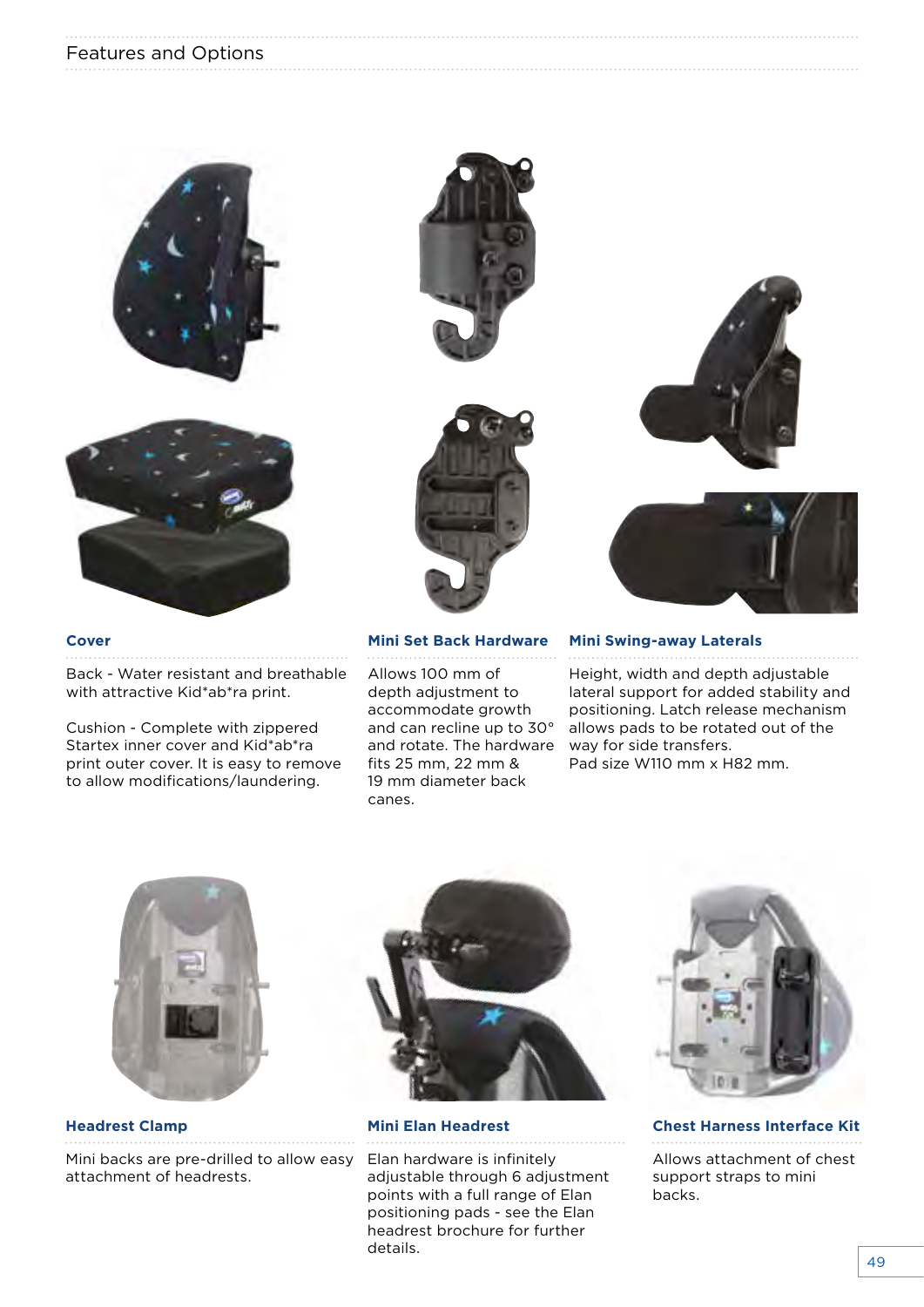## Features and Options

### Cover

Back - Water resistant and breathable with attractive Kid*ab*ra print.

Cushion - Complete with zippered Startex inner cover and Kid*ab*ra print outer cover. It is easy to remove to allow modifications/laundering.

### Mini Set Back Hardware

Allows 100 mm of depth adjustment to accommodate growth and can recline up to 30° and rotate. The hardware fits 25 mm, 22 mm & 19 mm diameter back canes.

### Mini Swing-away Laterals

Height, width and depth adjustable lateral support for added stability and positioning. Latch release mechanism allows pads to be rotated out of the way for side transfers.
Pad size W110 mm x H82 mm.

### Headrest Clamp

Mini backs are pre-drilled to allow easy attachment of headrests.

### Mini Elan Headrest

Elan hardware is infinitely adjustable through 6 adjustment points with a full range of Elan positioning pads - see the Elan headrest brochure for further details.

### Chest Harness Interface Kit

Allows attachment of chest support straps to mini backs.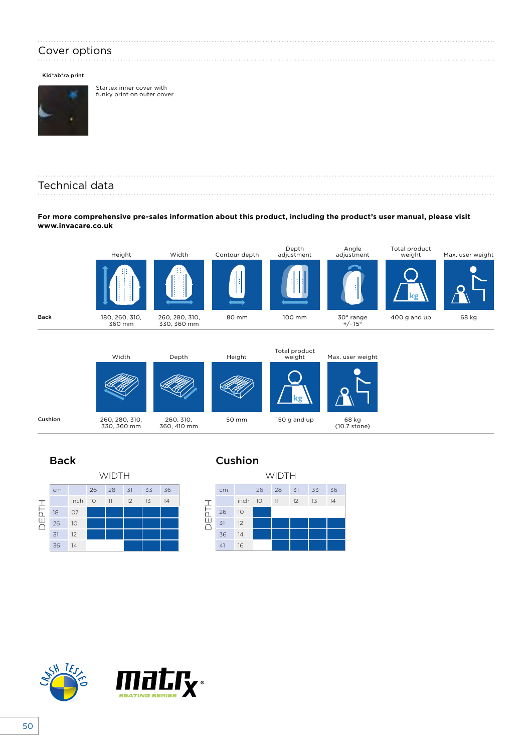## Cover options

**Kid*ab*ra print**

Startex inner cover with funky print on outer cover

## Technical data

**For more comprehensive pre-sales information about this product, including the product's user manual, please visit www.invacare.co.uk**

| | Height | Width | Contour depth | Depth adjustment | Angle adjustment | Total product weight | Max. user weight |
|---|---|---|---|---|---|---|---|
| **Back** | 180, 260, 310, 360 mm | 260, 280, 310, 330, 360 mm | 80 mm | 100 mm | 30° range +/- 15° | 400 g and up | 68 kg |

| | Width | Depth | Height | Total product weight | Max. user weight |
|---|---|---|---|---|---|
| **Cushion** | 260, 280, 310, 330, 360 mm | 260, 310, 360, 410 mm | 50 mm | 150 g and up | 68 kg (10.7 stone) |

### Back

WIDTH / DEPTH

| cm | | 26 | 28 | 31 | 33 | 36 |
|---|---|---|---|---|---|---|
| | inch | 10 | 11 | 12 | 13 | 14 |
| 18 | 07 | ■ | ■ | ■ | ■ | ■ |
| 26 | 10 | ■ | ■ | ■ | ■ | ■ |
| 31 | 12 | ■ | ■ | ■ | ■ | ■ |
| 36 | 14 | | | ■ | ■ | ■ |

### Cushion

WIDTH / DEPTH

| cm | | 26 | 28 | 31 | 33 | 36 |
|---|---|---|---|---|---|---|
| | inch | 10 | 11 | 12 | 13 | 14 |
| 26 | 10 | ■ | | | | |
| 31 | 12 | ■ | ■ | ■ | ■ | ■ |
| 36 | 14 | ■ | ■ | ■ | ■ | ■ |
| 41 | 16 | | ■ | ■ | ■ | ■ |

CRASH TESTED

matrx® SEATING SERIES